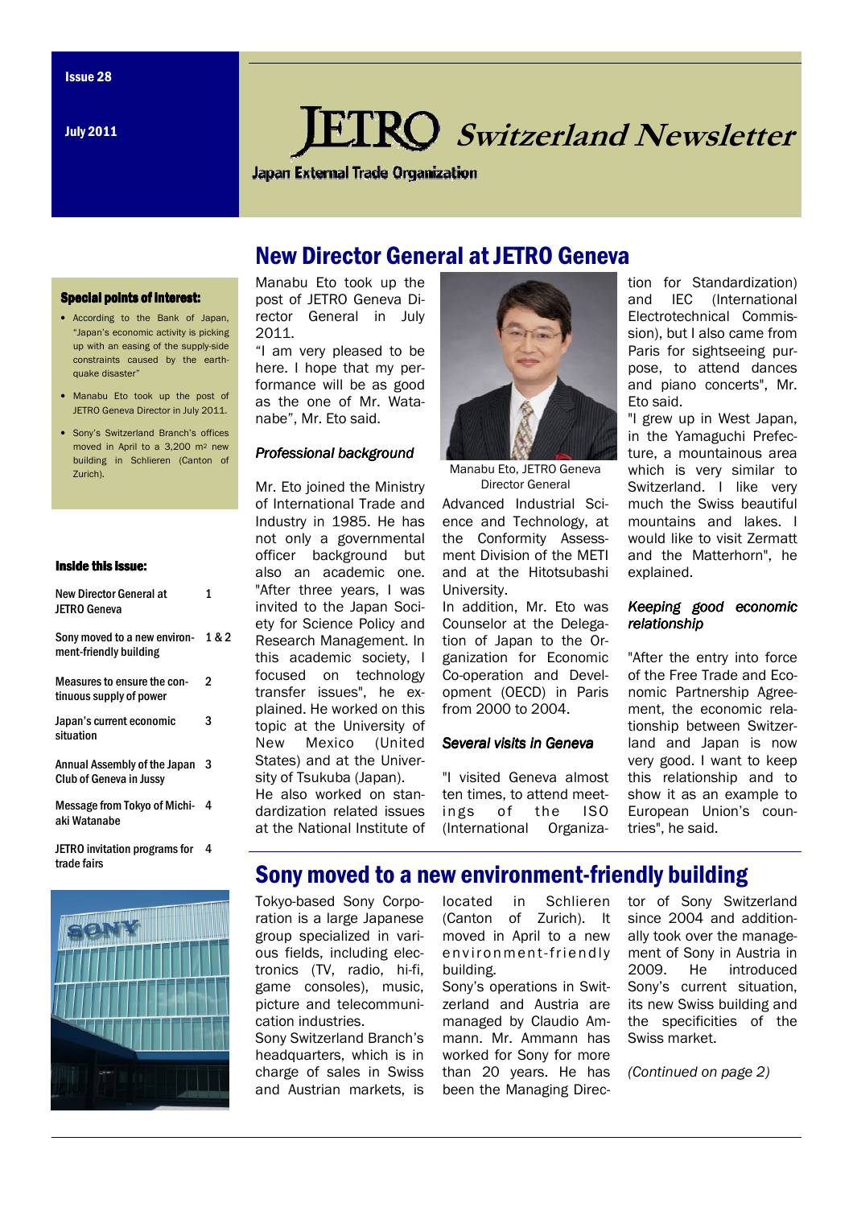Issue 28

July 2011

# JETRO Switzerland Newsletter

Japan External Trade Organization

**Special points of interest:**

- According to the Bank of Japan, "Japan's economic activity is picking up with an easing of the supply-side constraints caused by the earthquake disaster"
- Manabu Eto took up the post of JETRO Geneva Director in July 2011.
- Sony's Switzerland Branch's offices moved in April to a 3,200 m² new building in Schlieren (Canton of Zurich).

**Inside this issue:**

| | |
|---|---|
| New Director General at JETRO Geneva | 1 |
| Sony moved to a new environment-friendly building | 1 & 2 |
| Measures to ensure the continuous supply of power | 2 |
| Japan's current economic situation | 3 |
| Annual Assembly of the Japan Club of Geneva in Jussy | 3 |
| Message from Tokyo of Michiaki Watanabe | 4 |
| JETRO invitation programs for trade fairs | 4 |

## New Director General at JETRO Geneva

Manabu Eto took up the post of JETRO Geneva Director General in July 2011.

"I am very pleased to be here. I hope that my performance will be as good as the one of Mr. Watanabe", Mr. Eto said.

### *Professional background*

Mr. Eto joined the Ministry of International Trade and Industry in 1985. He has not only a governmental officer background but also an academic one. "After three years, I was invited to the Japan Society for Science Policy and Research Management. In this academic society, I focused on technology transfer issues", he explained. He worked on this topic at the University of New Mexico (United States) and at the University of Tsukuba (Japan).

He also worked on standardization related issues at the National Institute of Advanced Industrial Science and Technology, at the Conformity Assessment Division of the METI and at the Hitotsubashi University.

Manabu Eto, JETRO Geneva Director General

In addition, Mr. Eto was Counselor at the Delegation of Japan to the Organization for Economic Co-operation and Development (OECD) in Paris from 2000 to 2004.

### *Several visits in Geneva*

"I visited Geneva almost ten times, to attend meetings of the ISO (International Organization for Standardization) and IEC (International Electrotechnical Commission), but I also came from Paris for sightseeing purpose, to attend dances and piano concerts", Mr. Eto said.

"I grew up in West Japan, in the Yamaguchi Prefecture, a mountainous area which is very similar to Switzerland. I like very much the Swiss beautiful mountains and lakes. I would like to visit Zermatt and the Matterhorn", he explained.

### *Keeping good economic relationship*

"After the entry into force of the Free Trade and Economic Partnership Agreement, the economic relationship between Switzerland and Japan is now very good. I want to keep this relationship and to show it as an example to European Union's countries", he said.

## Sony moved to a new environment-friendly building

Tokyo-based Sony Corporation is a large Japanese group specialized in various fields, including electronics (TV, radio, hi-fi, game consoles), music, picture and telecommunication industries.

Sony Switzerland Branch's headquarters, which is in charge of sales in Swiss and Austrian markets, is located in Schlieren (Canton of Zurich). It moved in April to a new environment-friendly building.

Sony's operations in Switzerland and Austria are managed by Claudio Ammann. Mr. Ammann has worked for Sony for more than 20 years. He has been the Managing Director of Sony Switzerland since 2004 and additionally took over the management of Sony in Austria in 2009. He introduced Sony's current situation, its new Swiss building and the specificities of the Swiss market.

*(Continued on page 2)*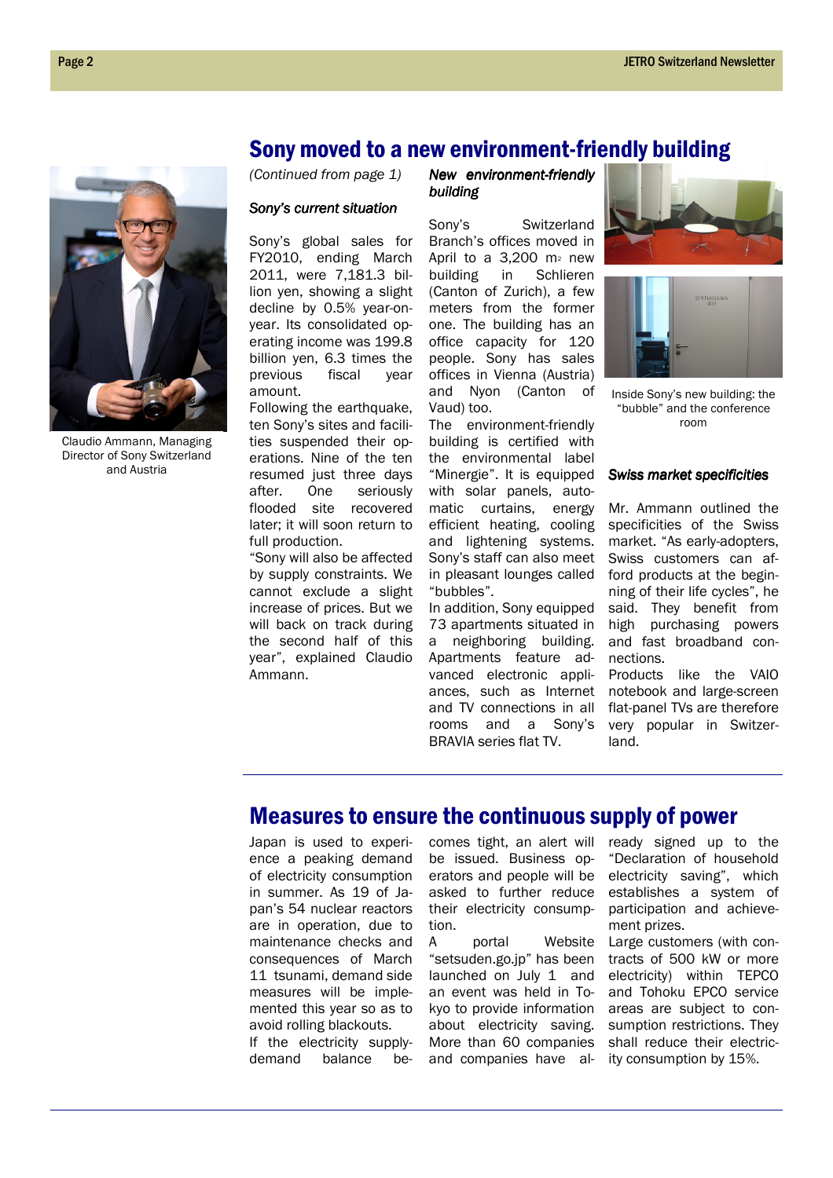## Sony moved to a new environment-friendly building

Claudio Ammann, Managing Director of Sony Switzerland and Austria

*(Continued from page 1)*

### *Sony's current situation*

Sony's global sales for FY2010, ending March 2011, were 7,181.3 billion yen, showing a slight decline by 0.5% year-on-year. Its consolidated operating income was 199.8 billion yen, 6.3 times the previous fiscal year amount.

Following the earthquake, ten Sony's sites and facilities suspended their operations. Nine of the ten resumed just three days after. One seriously flooded site recovered later; it will soon return to full production.

"Sony will also be affected by supply constraints. We cannot exclude a slight increase of prices. But we will back on track during the second half of this year", explained Claudio Ammann.

### *New environment-friendly building*

Sony's Switzerland Branch's offices moved in April to a 3,200 $m^2$ new building in Schlieren (Canton of Zurich), a few meters from the former one. The building has an office capacity for 120 people. Sony has sales offices in Vienna (Austria) and Nyon (Canton of Vaud) too.

The environment-friendly building is certified with the environmental label "Minergie". It is equipped with solar panels, automatic curtains, energy efficient heating, cooling and lightening systems. Sony's staff can also meet in pleasant lounges called "bubbles".

In addition, Sony equipped 73 apartments situated in a neighboring building. Apartments feature advanced electronic appliances, such as Internet and TV connections in all rooms and a Sony's BRAVIA series flat TV.

Inside Sony's new building: the "bubble" and the conference room

### *Swiss market specificities*

Mr. Ammann outlined the specificities of the Swiss market. "As early-adopters, Swiss customers can afford products at the beginning of their life cycles", he said. They benefit from high purchasing powers and fast broadband connections.

Products like the VAIO notebook and large-screen flat-panel TVs are therefore very popular in Switzerland.

## Measures to ensure the continuous supply of power

Japan is used to experience a peaking demand of electricity consumption in summer. As 19 of Japan's 54 nuclear reactors are in operation, due to maintenance checks and consequences of March 11 tsunami, demand side measures will be implemented this year so as to avoid rolling blackouts.

If the electricity supply-demand balance becomes tight, an alert will be issued. Business operators and people will be asked to further reduce their electricity consumption.

A portal Website "setsuden.go.jp" has been launched on July 1 and an event was held in Tokyo to provide information about electricity saving. More than 60 companies and companies have already signed up to the "Declaration of household electricity saving", which establishes a system of participation and achievement prizes.

Large customers (with contracts of 500 kW or more electricity) within TEPCO and Tohoku EPCO service areas are subject to consumption restrictions. They shall reduce their electricity consumption by 15%.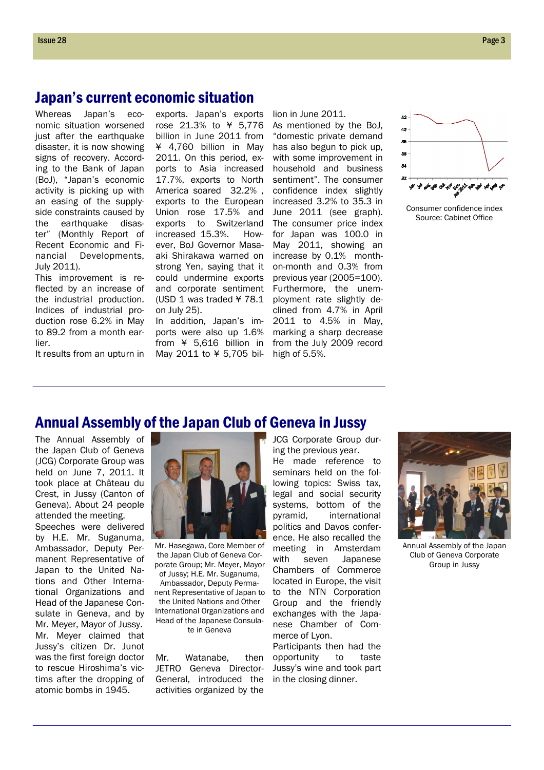## Japan's current economic situation

Whereas Japan's economic situation worsened just after the earthquake disaster, it is now showing signs of recovery. According to the Bank of Japan (BoJ), "Japan's economic activity is picking up with an easing of the supply-side constraints caused by the earthquake disaster" (Monthly Report of Recent Economic and Financial Developments, July 2011).

This improvement is reflected by an increase of the industrial production. Indices of industrial production rose 6.2% in May to 89.2 from a month earlier.

It results from an upturn in exports. Japan's exports rose 21.3% to ¥ 5,776 billion in June 2011 from ¥ 4,760 billion in May 2011. On this period, exports to Asia increased 17.7%, exports to North America soared 32.2% , exports to the European Union rose 17.5% and exports to Switzerland increased 15.3%. However, BoJ Governor Masaaki Shirakawa warned on strong Yen, saying that it could undermine exports and corporate sentiment (USD 1 was traded ¥ 78.1 on July 25).

In addition, Japan's imports were also up 1.6% from ¥ 5,616 billion in May 2011 to ¥ 5,705 billion in June 2011.

As mentioned by the BoJ, "domestic private demand has also begun to pick up, with some improvement in household and business sentiment". The consumer confidence index slightly increased 3.2% to 35.3 in June 2011 (see graph). The consumer price index for Japan was 100.0 in May 2011, showing an increase by 0.1% month-on-month and 0.3% from previous year (2005=100). Furthermore, the unemployment rate slightly declined from 4.7% in April 2011 to 4.5% in May, marking a sharp decrease from the July 2009 record high of 5.5%.

Consumer confidence index
Source: Cabinet Office

## Annual Assembly of the Japan Club of Geneva in Jussy

The Annual Assembly of the Japan Club of Geneva (JCG) Corporate Group was held on June 7, 2011. It took place at Château du Crest, in Jussy (Canton of Geneva). About 24 people attended the meeting.

Speeches were delivered by H.E. Mr. Suganuma, Ambassador, Deputy Permanent Representative of Japan to the United Nations and Other International Organizations and Head of the Japanese Consulate in Geneva, and by Mr. Meyer, Mayor of Jussy. Mr. Meyer claimed that Jussy's citizen Dr. Junot was the first foreign doctor to rescue Hiroshima's victims after the dropping of atomic bombs in 1945.

Mr. Hasegawa, Core Member of the Japan Club of Geneva Corporate Group; Mr. Meyer, Mayor of Jussy; H.E. Mr. Suganuma, Ambassador, Deputy Permanent Representative of Japan to the United Nations and Other International Organizations and Head of the Japanese Consulate in Geneva

Mr. Watanabe, then JETRO Geneva Director-General, introduced the activities organized by the JCG Corporate Group during the previous year.

He made reference to seminars held on the following topics: Swiss tax, legal and social security systems, bottom of the pyramid, international politics and Davos conference. He also recalled the meeting in Amsterdam with seven Japanese Chambers of Commerce located in Europe, the visit to the NTN Corporation Group and the friendly exchanges with the Japanese Chamber of Commerce of Lyon.

Participants then had the opportunity to taste Jussy's wine and took part in the closing dinner.

Annual Assembly of the Japan Club of Geneva Corporate Group in Jussy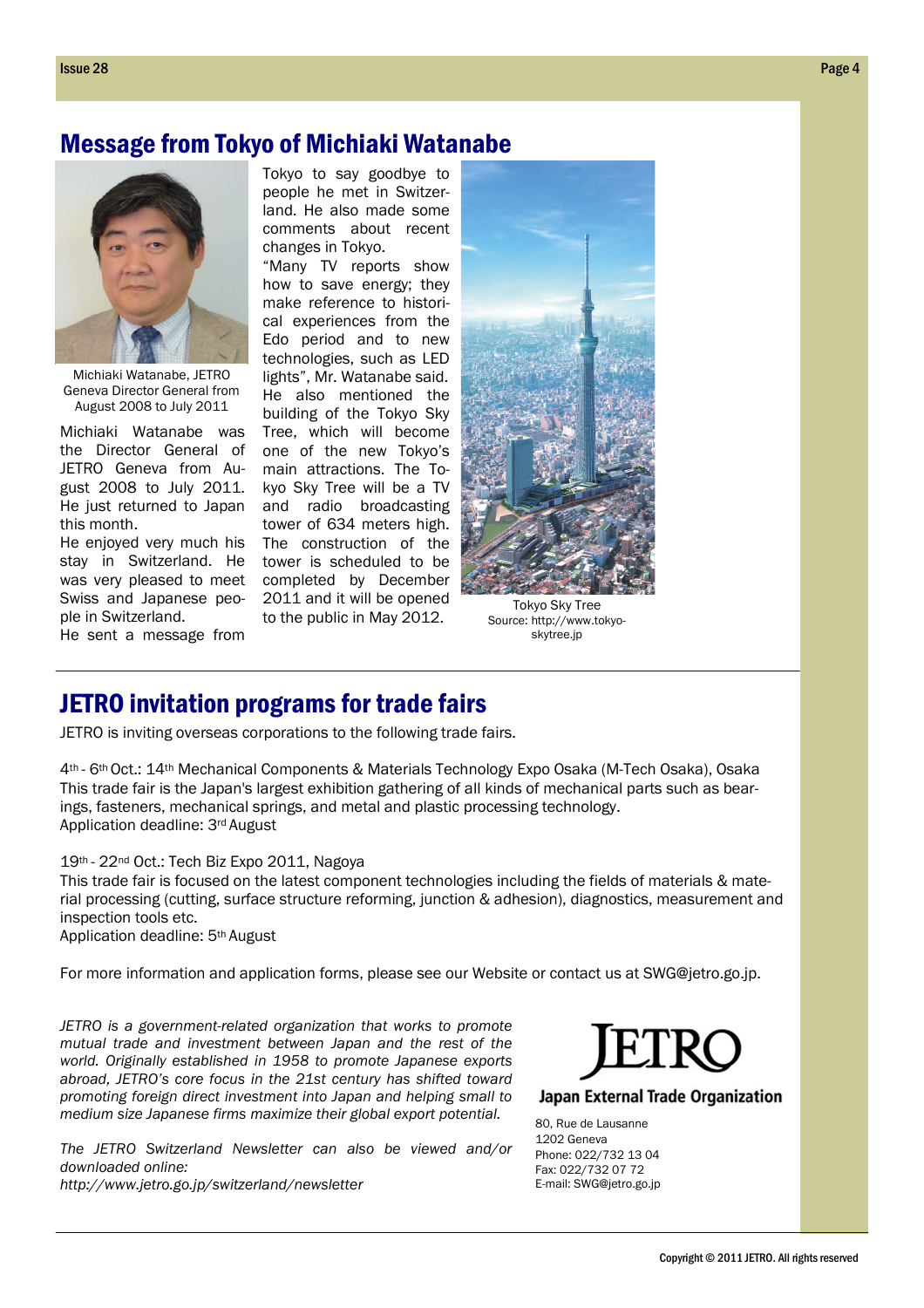## Message from Tokyo of Michiaki Watanabe

Michiaki Watanabe, JETRO Geneva Director General from August 2008 to July 2011

Michiaki Watanabe was the Director General of JETRO Geneva from August 2008 to July 2011. He just returned to Japan this month.

He enjoyed very much his stay in Switzerland. He was very pleased to meet Swiss and Japanese people in Switzerland.

He sent a message from Tokyo to say goodbye to people he met in Switzerland. He also made some comments about recent changes in Tokyo.

"Many TV reports show how to save energy; they make reference to historical experiences from the Edo period and to new technologies, such as LED lights", Mr. Watanabe said. He also mentioned the building of the Tokyo Sky Tree, which will become one of the new Tokyo's main attractions. The Tokyo Sky Tree will be a TV and radio broadcasting tower of 634 meters high. The construction of the tower is scheduled to be completed by December 2011 and it will be opened to the public in May 2012.

Tokyo Sky Tree
Source: http://www.tokyo-skytree.jp

## JETRO invitation programs for trade fairs

JETRO is inviting overseas corporations to the following trade fairs.

4th - 6th Oct.: 14th Mechanical Components & Materials Technology Expo Osaka (M-Tech Osaka), Osaka
This trade fair is the Japan's largest exhibition gathering of all kinds of mechanical parts such as bearings, fasteners, mechanical springs, and metal and plastic processing technology.
Application deadline: 3rd August

19th - 22nd Oct.: Tech Biz Expo 2011, Nagoya
This trade fair is focused on the latest component technologies including the fields of materials & material processing (cutting, surface structure reforming, junction & adhesion), diagnostics, measurement and inspection tools etc.
Application deadline: 5th August

For more information and application forms, please see our Website or contact us at SWG@jetro.go.jp.

*JETRO is a government-related organization that works to promote mutual trade and investment between Japan and the rest of the world. Originally established in 1958 to promote Japanese exports abroad, JETRO's core focus in the 21st century has shifted toward promoting foreign direct investment into Japan and helping small to medium size Japanese firms maximize their global export potential.*

*The JETRO Switzerland Newsletter can also be viewed and/or downloaded online:*
*http://www.jetro.go.jp/switzerland/newsletter*

JETRO
Japan External Trade Organization

80, Rue de Lausanne
1202 Geneva
Phone: 022/732 13 04
Fax: 022/732 07 72
E-mail: SWG@jetro.go.jp

Copyright © 2011 JETRO. All rights reserved